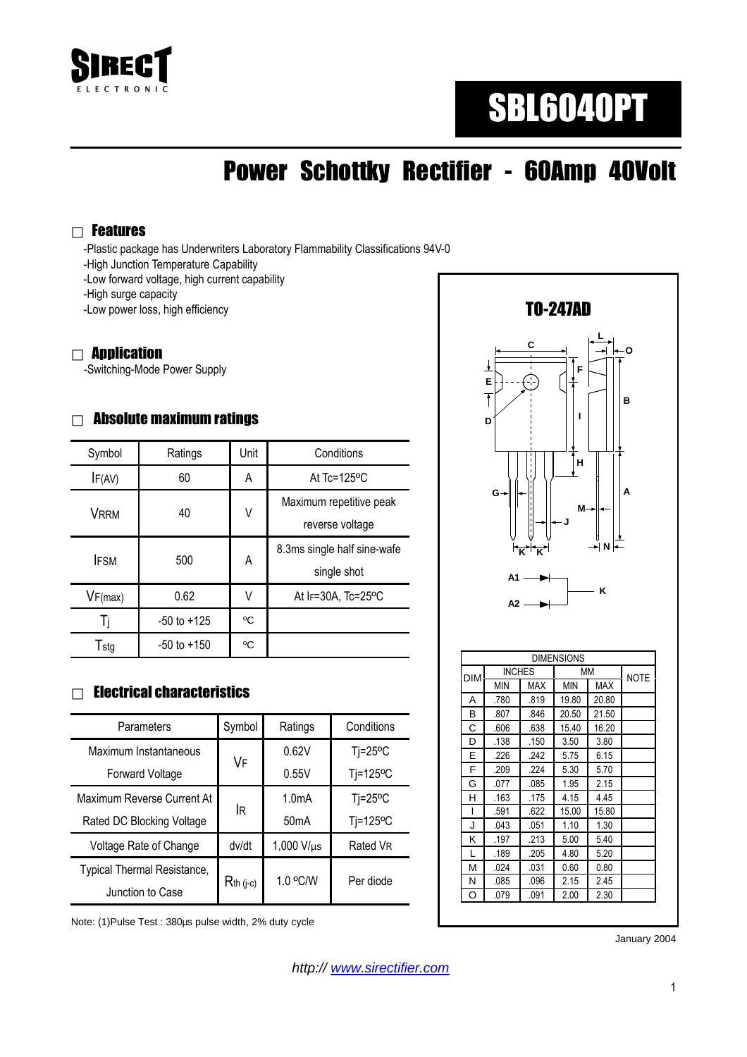SIRECT ELECTRONIC

# SBL6040PT

## Power Schottky Rectifier - 60Amp 40Volt

### Features

-Plastic package has Underwriters Laboratory Flammability Classifications 94V-0
-High Junction Temperature Capability
-Low forward voltage, high current capability
-High surge capacity
-Low power loss, high efficiency

### Application

-Switching-Mode Power Supply

### Absolute maximum ratings

| Symbol | Ratings | Unit | Conditions |
|---|---|---|---|
| $I_{F(AV)}$ | 60 | A | At Tc=125ºC |
| $V_{RRM}$ | 40 | V | Maximum repetitive peak reverse voltage |
| $I_{FSM}$ | 500 | A | 8.3ms single half sine-wafe single shot |
| $V_{F(max)}$ | 0.62 | V | At $I_F$=30A, Tc=25ºC |
| $T_j$ | -50 to +125 | ºC | |
| $T_{stg}$ | -50 to +150 | ºC | |

### Electrical characteristics

| Parameters | Symbol | Ratings | Conditions |
|---|---|---|---|
| Maximum Instantaneous Forward Voltage | $V_F$ | 0.62V | Tj=25ºC |
| | | 0.55V | Tj=125ºC |
| Maximum Reverse Current At Rated DC Blocking Voltage | $I_R$ | 1.0mA | Tj=25ºC |
| | | 50mA | Tj=125ºC |
| Voltage Rate of Change | dv/dt | 1,000 V/µs | Rated $V_R$ |
| Typical Thermal Resistance, Junction to Case | $R_{th\ (j\text{-}c)}$ | 1.0 ºC/W | Per diode |

Note: (1)Pulse Test : 380µs pulse width, 2% duty cycle

### TO-247AD

A1, A2, K

| DIM | INCHES | | MM | | NOTE |
|---|---|---|---|---|---|
| | MIN | MAX | MIN | MAX | |
| A | .780 | .819 | 19.80 | 20.80 | |
| B | .807 | .846 | 20.50 | 21.50 | |
| C | .606 | .638 | 15.40 | 16.20 | |
| D | .138 | .150 | 3.50 | 3.80 | |
| E | .226 | .242 | 5.75 | 6.15 | |
| F | .209 | .224 | 5.30 | 5.70 | |
| G | .077 | .085 | 1.95 | 2.15 | |
| H | .163 | .175 | 4.15 | 4.45 | |
| I | .591 | .622 | 15.00 | 15.80 | |
| J | .043 | .051 | 1.10 | 1.30 | |
| K | .197 | .213 | 5.00 | 5.40 | |
| L | .189 | .205 | 4.80 | 5.20 | |
| M | .024 | .031 | 0.60 | 0.80 | |
| N | .085 | .096 | 2.15 | 2.45 | |
| O | .079 | .091 | 2.00 | 2.30 | |

January 2004

*http:// www.sirectifier.com*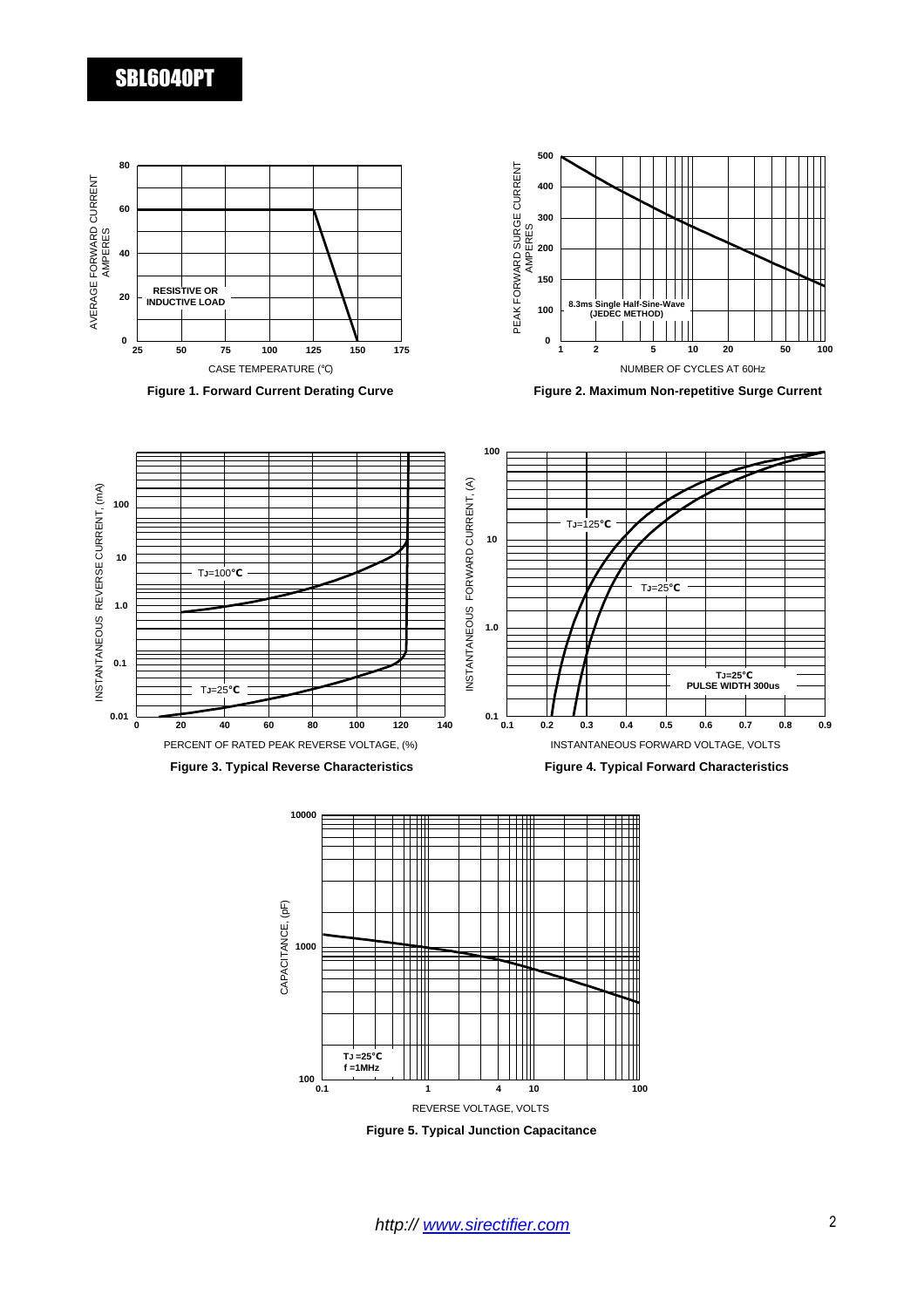# SBL6040PT

AVERAGE FORWARD CURRENT AMPERES

80
60
40
20
0

RESISTIVE OR INDUCTIVE LOAD

25 50 75 100 125 150 175

CASE TEMPERATURE (℃)

**Figure 1. Forward Current Derating Curve**

PEAK FORWARD SURGE CURRENT AMPERES

500
400
300
200
150
100
0

8.3ms Single Half-Sine-Wave (JEDEC METHOD)

1 2 5 10 20 50 100

NUMBER OF CYCLES AT 60Hz

**Figure 2. Maximum Non-repetitive Surge Current**

INSTANTANEOUS REVERSE CURRENT, (mA)

100
10
1.0
0.1
0.01

TJ=100℃

TJ=25℃

0 20 40 60 80 100 120 140

PERCENT OF RATED PEAK REVERSE VOLTAGE, (%)

**Figure 3. Typical Reverse Characteristics**

INSTANTANEOUS FORWARD CURRENT, (A)

100
10
1.0
0.1

TJ=125℃

TJ=25℃

TJ=25℃
PULSE WIDTH 300us

0.1 0.2 0.3 0.4 0.5 0.6 0.7 0.8 0.9

INSTANTANEOUS FORWARD VOLTAGE, VOLTS

**Figure 4. Typical Forward Characteristics**

CAPACITANCE, (pF)

10000
1000
100

TJ =25℃
f =1MHz

0.1 1 4 10 100

REVERSE VOLTAGE, VOLTS

**Figure 5. Typical Junction Capacitance**

*http:// www.sirectifier.com*